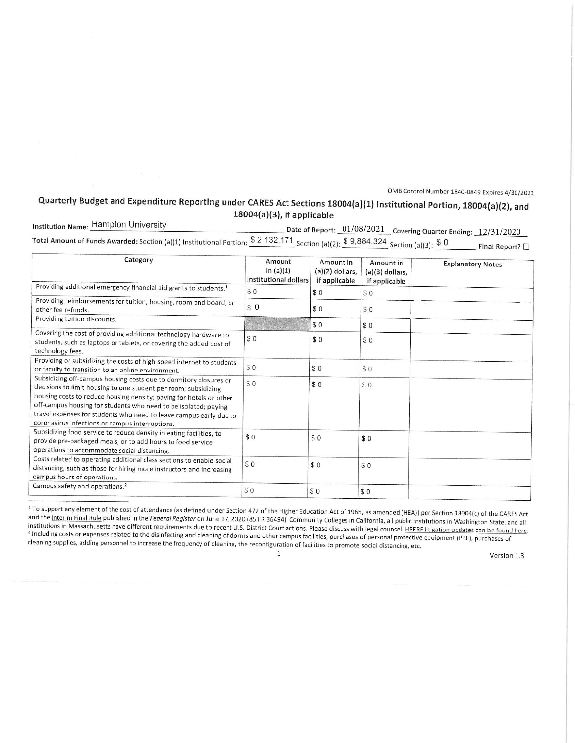OMB Control Number 1840-0849 Expires 4/30/2021

## Quarterly Budget and Expenditure Reporting under CARES Act Sections 18004(a)(1) Institutional Portion, 18004(a)(2), and 18004(a)(3), if applicable

**Institution Name:** Hampton University **Date of Report:** 01/08/2021 **Covering Quarter Ending:** 12/31/2020

**Total Amount of Funds Awarded:** Section (a)(1) Institutional Portion: $ 2,132,171 Section (a)(2): $ 9,884,324 Section (a)(3): $ 0 **Final Report?** ☐

| Category | Amount in (a)(1) institutional dollars | Amount in (a)(2) dollars, if applicable | Amount in (a)(3) dollars, if applicable | Explanatory Notes |
|---|---|---|---|---|
| Providing additional emergency financial aid grants to students.[1] | $ 0 | $ 0 | $ 0 | |
| Providing reimbursements for tuition, housing, room and board, or other fee refunds. | $ 0 | $ 0 | $ 0 | |
| Providing tuition discounts. | | $ 0 | $ 0 | |
| Covering the cost of providing additional technology hardware to students, such as laptops or tablets, or covering the added cost of technology fees. | $ 0 | $ 0 | $ 0 | |
| Providing or subsidizing the costs of high-speed internet to students or faculty to transition to an online environment. | $ 0 | $ 0 | $ 0 | |
| Subsidizing off-campus housing costs due to dormitory closures or decisions to limit housing to one student per room; subsidizing housing costs to reduce housing density; paying for hotels or other off-campus housing for students who need to be isolated; paying travel expenses for students who need to leave campus early due to coronavirus infections or campus interruptions. | $ 0 | $ 0 | $ 0 | |
| Subsidizing food service to reduce density in eating facilities, to provide pre-packaged meals, or to add hours to food service operations to accommodate social distancing. | $ 0 | $ 0 | $ 0 | |
| Costs related to operating additional class sections to enable social distancing, such as those for hiring more instructors and increasing campus hours of operations. | $ 0 | $ 0 | $ 0 | |
| Campus safety and operations.[2] | $ 0 | $ 0 | $ 0 | |

[1] To support any element of the cost of attendance (as defined under Section 472 of the Higher Education Act of 1965, as amended (HEA)) per Section 18004(c) of the CARES Act and the Interim Final Rule published in the *Federal Register* on June 17, 2020 (85 FR 36494). Community Colleges in California, all public institutions in Washington State, and all institutions in Massachusetts have different requirements due to recent U.S. District Court actions. Please discuss with legal counsel. HEERF litigation updates can be found here.

[2] Including costs or expenses related to the disinfecting and cleaning of dorms and other campus facilities, purchases of personal protective equipment (PPE), purchases of cleaning supplies, adding personnel to increase the frequency of cleaning, the reconfiguration of facilities to promote social distancing, etc.

Version 1.3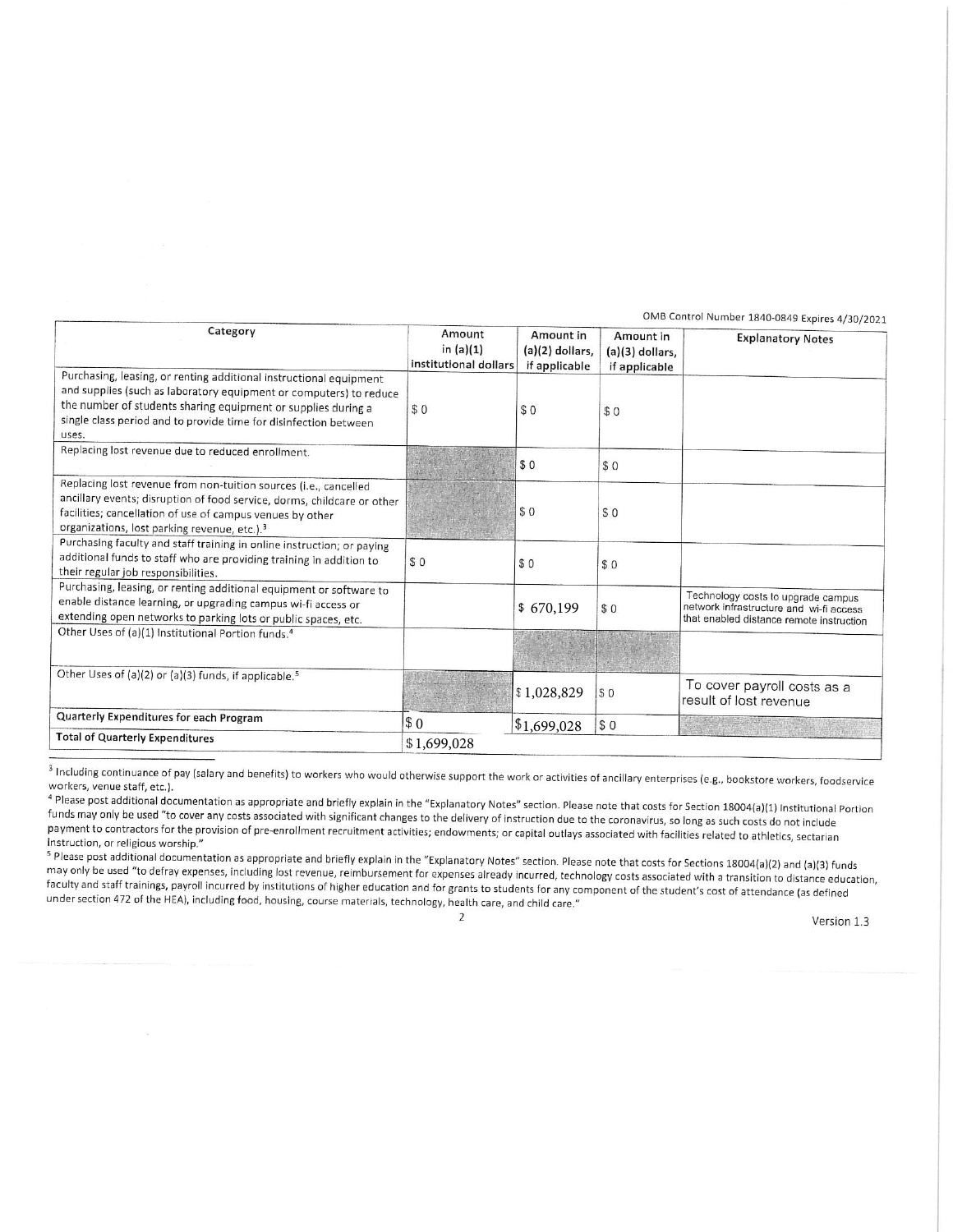OMB Control Number 1840-0849 Expires 4/30/2021

| Category | Amount in (a)(1) institutional dollars | Amount in (a)(2) dollars, if applicable | Amount in (a)(3) dollars, if applicable | Explanatory Notes |
|---|---|---|---|---|
| Purchasing, leasing, or renting additional instructional equipment and supplies (such as laboratory equipment or computers) to reduce the number of students sharing equipment or supplies during a single class period and to provide time for disinfection between uses. | $ 0 | $ 0 | $ 0 | |
| Replacing lost revenue due to reduced enrollment. | | $ 0 | $ 0 | |
| Replacing lost revenue from non-tuition sources (i.e., cancelled ancillary events; disruption of food service, dorms, childcare or other facilities; cancellation of use of campus venues by other organizations, lost parking revenue, etc.).[3] | | $ 0 | $ 0 | |
| Purchasing faculty and staff training in online instruction; or paying additional funds to staff who are providing training in addition to their regular job responsibilities. | $ 0 | $ 0 | $ 0 | |
| Purchasing, leasing, or renting additional equipment or software to enable distance learning, or upgrading campus wi-fi access or extending open networks to parking lots or public spaces, etc. | | $ 670,199 | $ 0 | Technology costs to upgrade campus network infrastructure and wi-fi access that enabled distance remote instruction |
| Other Uses of (a)(1) Institutional Portion funds.[4] | | | | |
| Other Uses of (a)(2) or (a)(3) funds, if applicable.[5] | | $ 1,028,829 | $ 0 | To cover payroll costs as a result of lost revenue |
| Quarterly Expenditures for each Program | $ 0 | $1,699,028 | $ 0 | |
| Total of Quarterly Expenditures | $ 1,699,028 | | | |

[3] Including continuance of pay (salary and benefits) to workers who would otherwise support the work or activities of ancillary enterprises (e.g., bookstore workers, foodservice workers, venue staff, etc.).

[4] Please post additional documentation as appropriate and briefly explain in the "Explanatory Notes" section. Please note that costs for Section 18004(a)(1) Institutional Portion funds may only be used "to cover any costs associated with significant changes to the delivery of instruction due to the coronavirus, so long as such costs do not include payment to contractors for the provision of pre-enrollment recruitment activities; endowments; or capital outlays associated with facilities related to athletics, sectarian instruction, or religious worship."

[5] Please post additional documentation as appropriate and briefly explain in the "Explanatory Notes" section. Please note that costs for Sections 18004(a)(2) and (a)(3) funds may only be used "to defray expenses, including lost revenue, reimbursement for expenses already incurred, technology costs associated with a transition to distance education, faculty and staff trainings, payroll incurred by institutions of higher education and for grants to students for any component of the student's cost of attendance (as defined under section 472 of the HEA), including food, housing, course materials, technology, health care, and child care."

Version 1.3